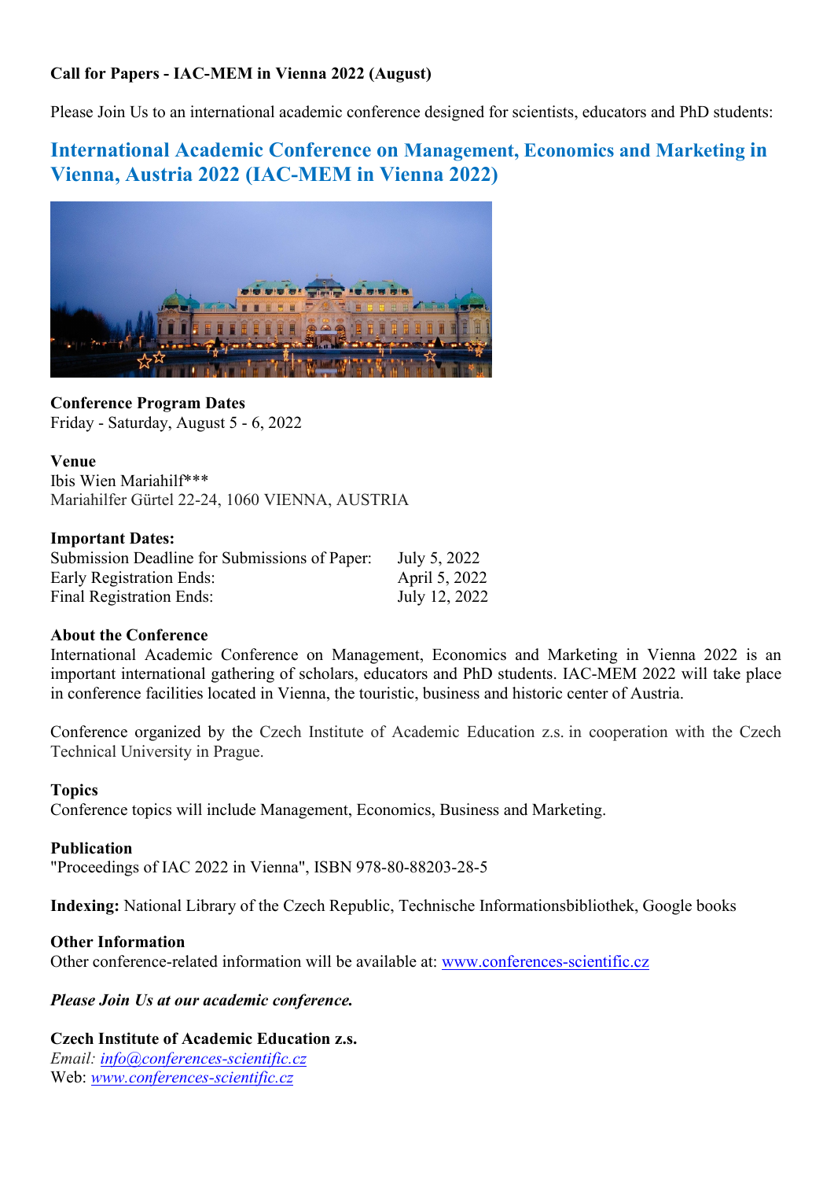**Call for Papers - IAC-MEM in Vienna 2022 (August)**

Please Join Us to an international academic conference designed for scientists, educators and PhD students:

## International Academic Conference on Management, Economics and Marketing in Vienna, Austria 2022 (IAC-MEM in Vienna 2022)

**Conference Program Dates**
Friday - Saturday, August 5 - 6, 2022

**Venue**
Ibis Wien Mariahilf***
Mariahilfer Gürtel 22-24, 1060 VIENNA, AUSTRIA

**Important Dates:**

| | |
|---|---|
| Submission Deadline for Submissions of Paper: | July 5, 2022 |
| Early Registration Ends: | April 5, 2022 |
| Final Registration Ends: | July 12, 2022 |

**About the Conference**
International Academic Conference on Management, Economics and Marketing in Vienna 2022 is an important international gathering of scholars, educators and PhD students. IAC-MEM 2022 will take place in conference facilities located in Vienna, the touristic, business and historic center of Austria.

Conference organized by the Czech Institute of Academic Education z.s. in cooperation with the Czech Technical University in Prague.

**Topics**
Conference topics will include Management, Economics, Business and Marketing.

**Publication**
"Proceedings of IAC 2022 in Vienna", ISBN 978-80-88203-28-5

**Indexing:** National Library of the Czech Republic, Technische Informationsbibliothek, Google books

**Other Information**
Other conference-related information will be available at: www.conferences-scientific.cz

***Please Join Us at our academic conference.***

**Czech Institute of Academic Education z.s.**
*Email: info@conferences-scientific.cz*
Web: *www.conferences-scientific.cz*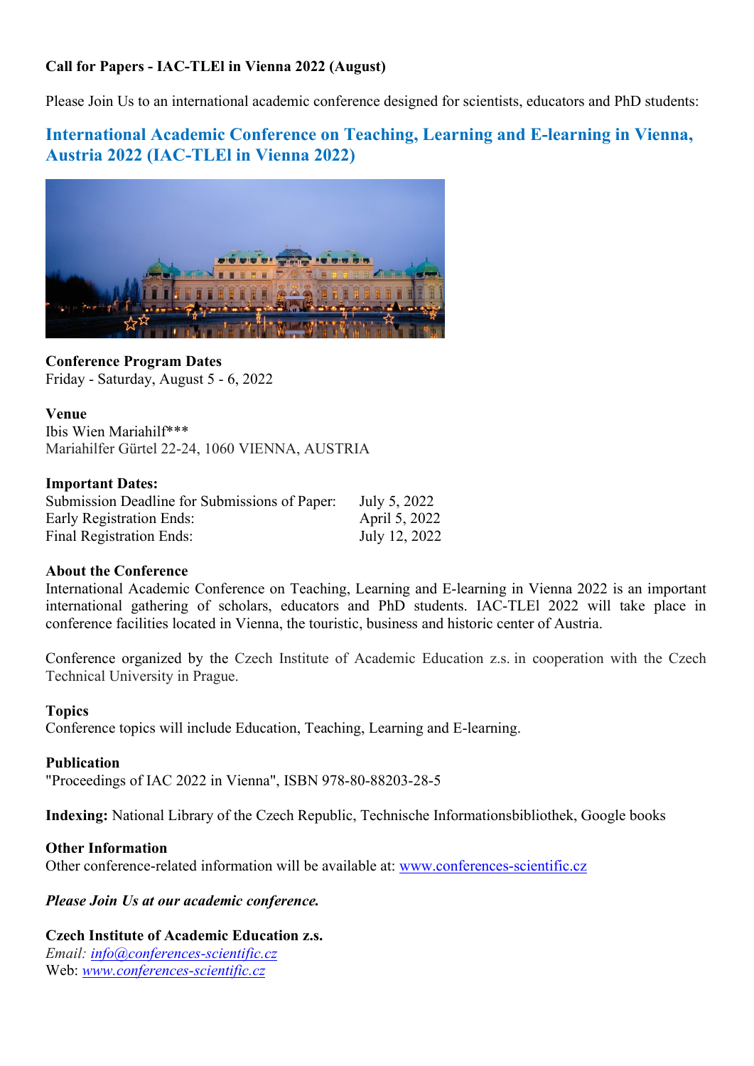**Call for Papers - IAC-TLEl in Vienna 2022 (August)**

Please Join Us to an international academic conference designed for scientists, educators and PhD students:

## International Academic Conference on Teaching, Learning and E-learning in Vienna, Austria 2022 (IAC-TLEl in Vienna 2022)

**Conference Program Dates**
Friday - Saturday, August 5 - 6, 2022

**Venue**
Ibis Wien Mariahilf***
Mariahilfer Gürtel 22-24, 1060 VIENNA, AUSTRIA

**Important Dates:**

| | |
|---|---|
| Submission Deadline for Submissions of Paper: | July 5, 2022 |
| Early Registration Ends: | April 5, 2022 |
| Final Registration Ends: | July 12, 2022 |

**About the Conference**
International Academic Conference on Teaching, Learning and E-learning in Vienna 2022 is an important international gathering of scholars, educators and PhD students. IAC-TLEl 2022 will take place in conference facilities located in Vienna, the touristic, business and historic center of Austria.

Conference organized by the Czech Institute of Academic Education z.s. in cooperation with the Czech Technical University in Prague.

**Topics**
Conference topics will include Education, Teaching, Learning and E-learning.

**Publication**
"Proceedings of IAC 2022 in Vienna", ISBN 978-80-88203-28-5

**Indexing:** National Library of the Czech Republic, Technische Informationsbibliothek, Google books

**Other Information**
Other conference-related information will be available at: www.conferences-scientific.cz

***Please Join Us at our academic conference.***

**Czech Institute of Academic Education z.s.**
*Email: info@conferences-scientific.cz*
Web: *www.conferences-scientific.cz*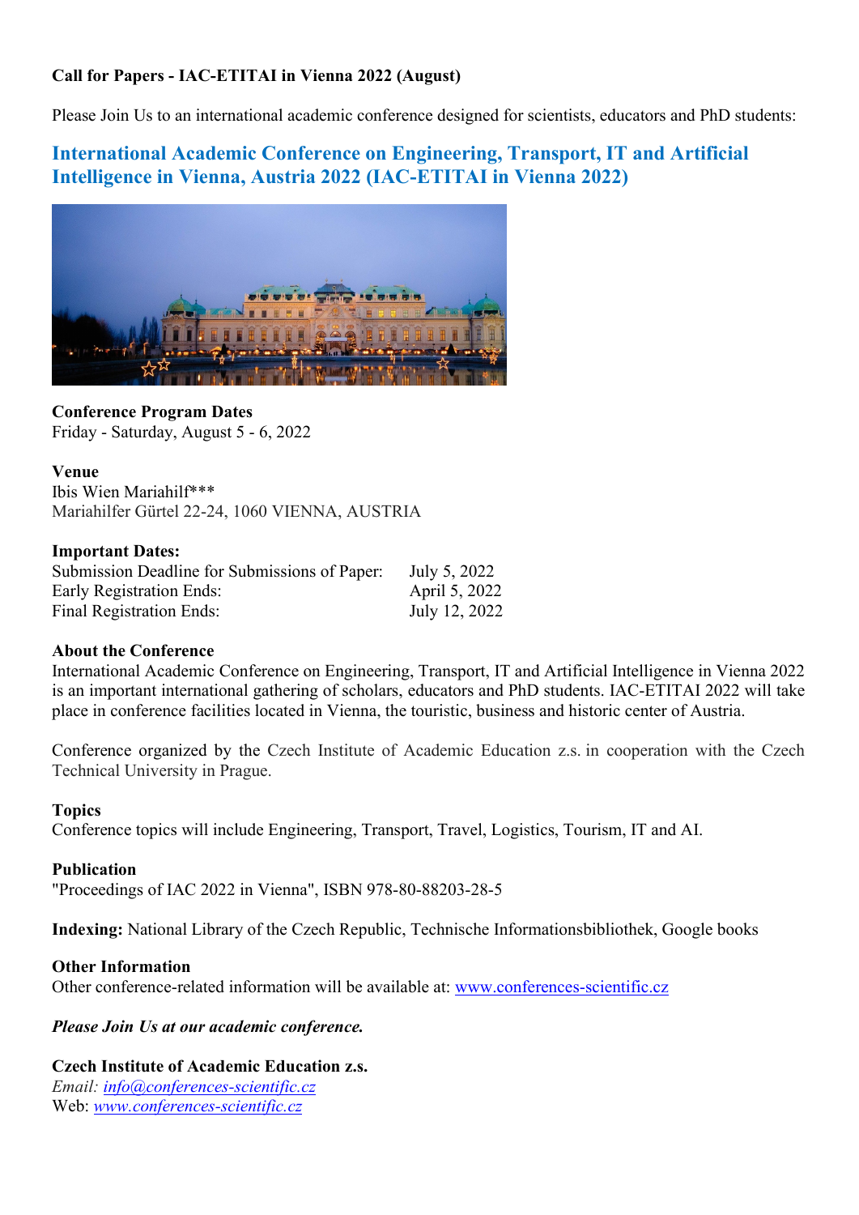**Call for Papers - IAC-ETITAI in Vienna 2022 (August)**

Please Join Us to an international academic conference designed for scientists, educators and PhD students:

## International Academic Conference on Engineering, Transport, IT and Artificial Intelligence in Vienna, Austria 2022 (IAC-ETITAI in Vienna 2022)

**Conference Program Dates**
Friday - Saturday, August 5 - 6, 2022

**Venue**
Ibis Wien Mariahilf***
Mariahilfer Gürtel 22-24, 1060 VIENNA, AUSTRIA

**Important Dates:**

| | |
|---|---|
| Submission Deadline for Submissions of Paper: | July 5, 2022 |
| Early Registration Ends: | April 5, 2022 |
| Final Registration Ends: | July 12, 2022 |

**About the Conference**
International Academic Conference on Engineering, Transport, IT and Artificial Intelligence in Vienna 2022 is an important international gathering of scholars, educators and PhD students. IAC-ETITAI 2022 will take place in conference facilities located in Vienna, the touristic, business and historic center of Austria.

Conference organized by the Czech Institute of Academic Education z.s. in cooperation with the Czech Technical University in Prague.

**Topics**
Conference topics will include Engineering, Transport, Travel, Logistics, Tourism, IT and AI.

**Publication**
"Proceedings of IAC 2022 in Vienna", ISBN 978-80-88203-28-5

**Indexing:** National Library of the Czech Republic, Technische Informationsbibliothek, Google books

**Other Information**
Other conference-related information will be available at: www.conferences-scientific.cz

***Please Join Us at our academic conference.***

**Czech Institute of Academic Education z.s.**
*Email: info@conferences-scientific.cz*
Web: *www.conferences-scientific.cz*